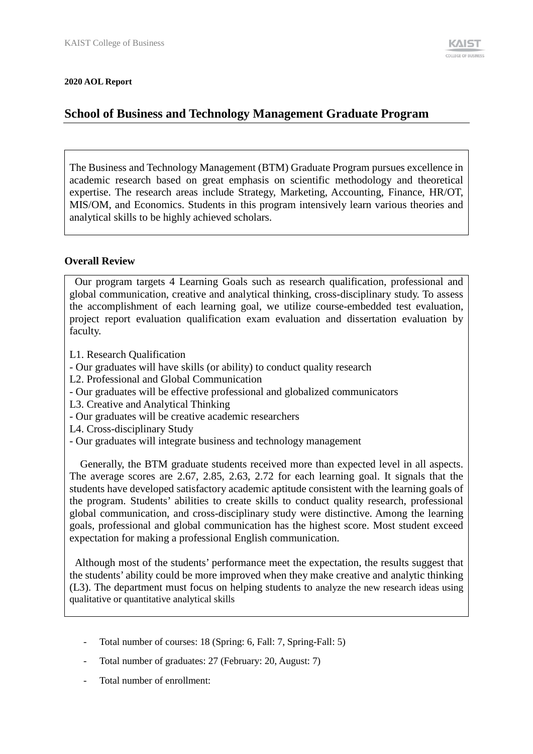**2020 AOL Report**

## School of Business and Technology Management Graduate Program

The Business and Technology Management (BTM) Graduate Program pursues excellence in academic research based on great emphasis on scientific methodology and theoretical expertise. The research areas include Strategy, Marketing, Accounting, Finance, HR/OT, MIS/OM, and Economics. Students in this program intensively learn various theories and analytical skills to be highly achieved scholars.

### Overall Review

Our program targets 4 Learning Goals such as research qualification, professional and global communication, creative and analytical thinking, cross-disciplinary study. To assess the accomplishment of each learning goal, we utilize course-embedded test evaluation, project report evaluation qualification exam evaluation and dissertation evaluation by faculty.

L1. Research Qualification
- Our graduates will have skills (or ability) to conduct quality research

L2. Professional and Global Communication
- Our graduates will be effective professional and globalized communicators

L3. Creative and Analytical Thinking
- Our graduates will be creative academic researchers

L4. Cross-disciplinary Study
- Our graduates will integrate business and technology management

Generally, the BTM graduate students received more than expected level in all aspects. The average scores are 2.67, 2.85, 2.63, 2.72 for each learning goal. It signals that the students have developed satisfactory academic aptitude consistent with the learning goals of the program. Students' abilities to create skills to conduct quality research, professional global communication, and cross-disciplinary study were distinctive. Among the learning goals, professional and global communication has the highest score. Most student exceed expectation for making a professional English communication.

Although most of the students' performance meet the expectation, the results suggest that the students' ability could be more improved when they make creative and analytic thinking (L3). The department must focus on helping students to analyze the new research ideas using qualitative or quantitative analytical skills

- Total number of courses: 18 (Spring: 6, Fall: 7, Spring-Fall: 5)
- Total number of graduates: 27 (February: 20, August: 7)
- Total number of enrollment: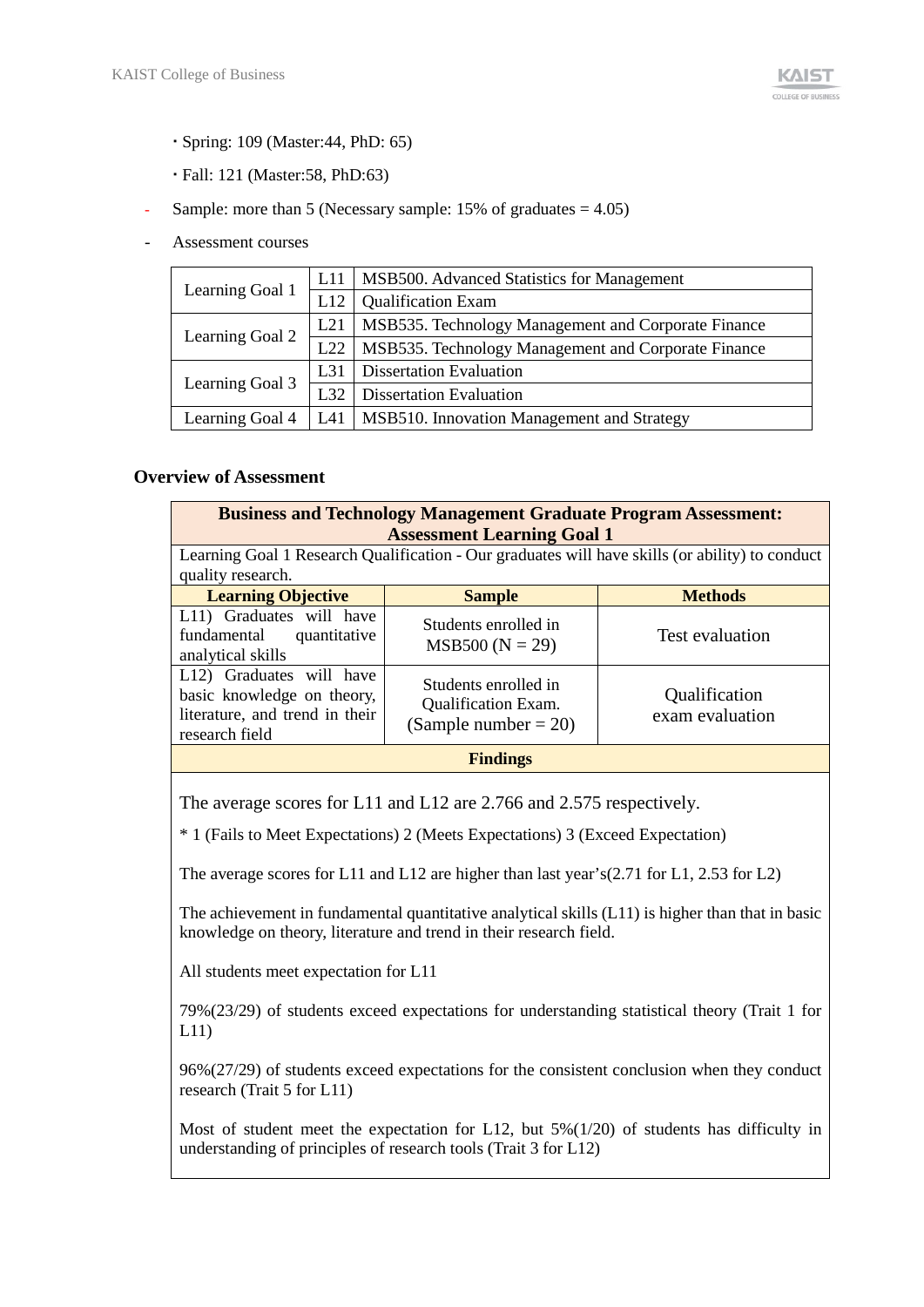- Spring: 109 (Master:44, PhD: 65)
- Fall: 121 (Master:58, PhD:63)

- Sample: more than 5 (Necessary sample: 15% of graduates = 4.05)
- Assessment courses

| | | |
|---|---|---|
| Learning Goal 1 | L11 | MSB500. Advanced Statistics for Management |
| | L12 | Qualification Exam |
| Learning Goal 2 | L21 | MSB535. Technology Management and Corporate Finance |
| | L22 | MSB535. Technology Management and Corporate Finance |
| Learning Goal 3 | L31 | Dissertation Evaluation |
| | L32 | Dissertation Evaluation |
| Learning Goal 4 | L41 | MSB510. Innovation Management and Strategy |

### Overview of Assessment

| **Business and Technology Management Graduate Program Assessment: Assessment Learning Goal 1** | | |
|---|---|---|
| Learning Goal 1 Research Qualification - Our graduates will have skills (or ability) to conduct quality research. | | |
| **Learning Objective** | **Sample** | **Methods** |
| L11) Graduates will have fundamental quantitative analytical skills | Students enrolled in MSB500 (N = 29) | Test evaluation |
| L12) Graduates will have basic knowledge on theory, literature, and trend in their research field | Students enrolled in Qualification Exam. (Sample number = 20) | Qualification exam evaluation |
| **Findings** | | |

The average scores for L11 and L12 are 2.766 and 2.575 respectively.

* 1 (Fails to Meet Expectations) 2 (Meets Expectations) 3 (Exceed Expectation)

The average scores for L11 and L12 are higher than last year's(2.71 for L1, 2.53 for L2)

The achievement in fundamental quantitative analytical skills (L11) is higher than that in basic knowledge on theory, literature and trend in their research field.

All students meet expectation for L11

79%(23/29) of students exceed expectations for understanding statistical theory (Trait 1 for L11)

96%(27/29) of students exceed expectations for the consistent conclusion when they conduct research (Trait 5 for L11)

Most of student meet the expectation for L12, but 5%(1/20) of students has difficulty in understanding of principles of research tools (Trait 3 for L12)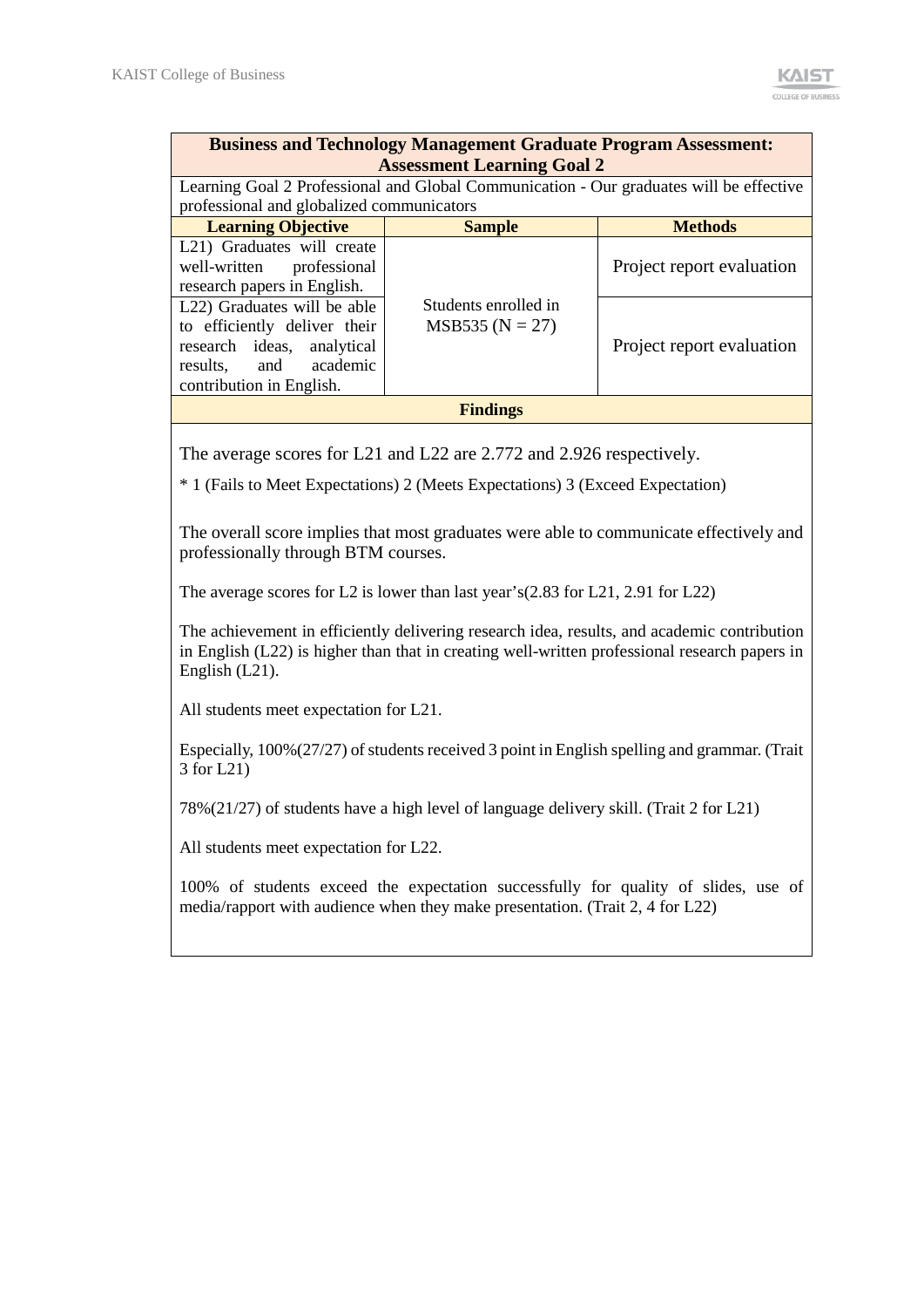| Business and Technology Management Graduate Program Assessment: Assessment Learning Goal 2 | | |
|---|---|---|
| Learning Goal 2 Professional and Global Communication - Our graduates will be effective professional and globalized communicators | | |
| **Learning Objective** | **Sample** | **Methods** |
| L21) Graduates will create well-written professional research papers in English. | Students enrolled in MSB535 (N = 27) | Project report evaluation |
| L22) Graduates will be able to efficiently deliver their research ideas, analytical results, and academic contribution in English. | | Project report evaluation |

**Findings**

The average scores for L21 and L22 are 2.772 and 2.926 respectively.

* 1 (Fails to Meet Expectations) 2 (Meets Expectations) 3 (Exceed Expectation)

The overall score implies that most graduates were able to communicate effectively and professionally through BTM courses.

The average scores for L2 is lower than last year's(2.83 for L21, 2.91 for L22)

The achievement in efficiently delivering research idea, results, and academic contribution in English (L22) is higher than that in creating well-written professional research papers in English (L21).

All students meet expectation for L21.

Especially, 100%(27/27) of students received 3 point in English spelling and grammar. (Trait 3 for L21)

78%(21/27) of students have a high level of language delivery skill. (Trait 2 for L21)

All students meet expectation for L22.

100% of students exceed the expectation successfully for quality of slides, use of media/rapport with audience when they make presentation. (Trait 2, 4 for L22)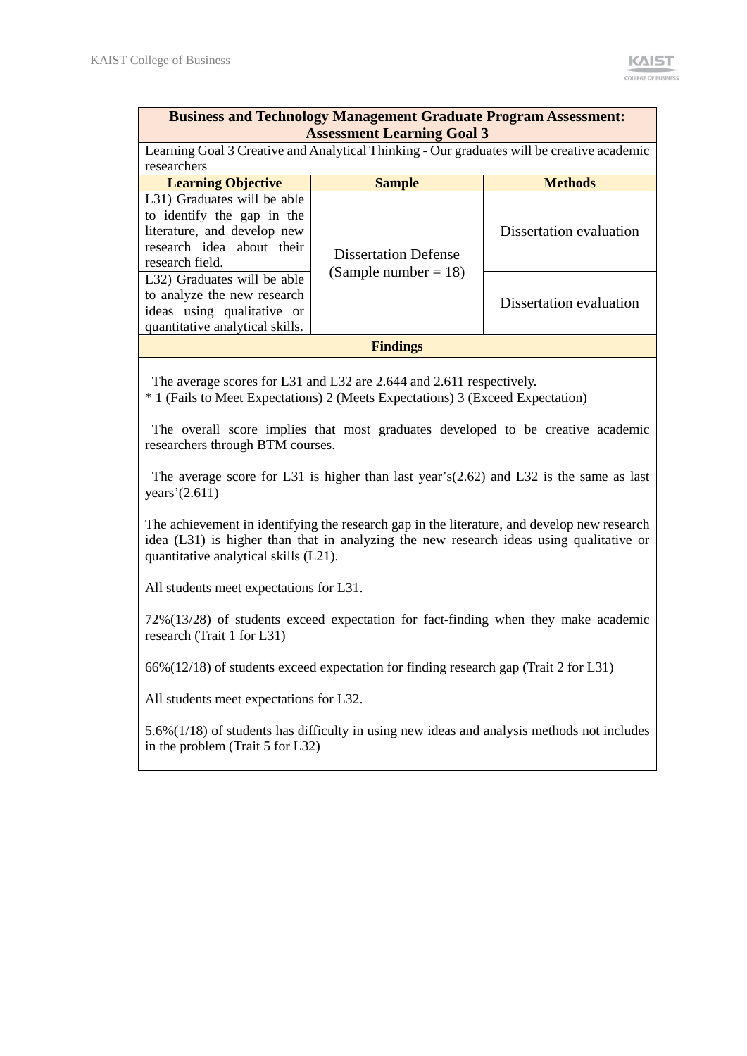| **Business and Technology Management Graduate Program Assessment: Assessment Learning Goal 3** | | |
|---|---|---|
| Learning Goal 3 Creative and Analytical Thinking - Our graduates will be creative academic researchers | | |
| **Learning Objective** | **Sample** | **Methods** |
| L31) Graduates will be able to identify the gap in the literature, and develop new research idea about their research field. | Dissertation Defense (Sample number = 18) | Dissertation evaluation |
| L32) Graduates will be able to analyze the new research ideas using qualitative or quantitative analytical skills. | | Dissertation evaluation |
| **Findings** | | |

The average scores for L31 and L32 are 2.644 and 2.611 respectively.
* 1 (Fails to Meet Expectations) 2 (Meets Expectations) 3 (Exceed Expectation)

The overall score implies that most graduates developed to be creative academic researchers through BTM courses.

The average score for L31 is higher than last year's(2.62) and L32 is the same as last years'(2.611)

The achievement in identifying the research gap in the literature, and develop new research idea (L31) is higher than that in analyzing the new research ideas using qualitative or quantitative analytical skills (L21).

All students meet expectations for L31.

72%(13/28) of students exceed expectation for fact-finding when they make academic research (Trait 1 for L31)

66%(12/18) of students exceed expectation for finding research gap (Trait 2 for L31)

All students meet expectations for L32.

5.6%(1/18) of students has difficulty in using new ideas and analysis methods not includes in the problem (Trait 5 for L32)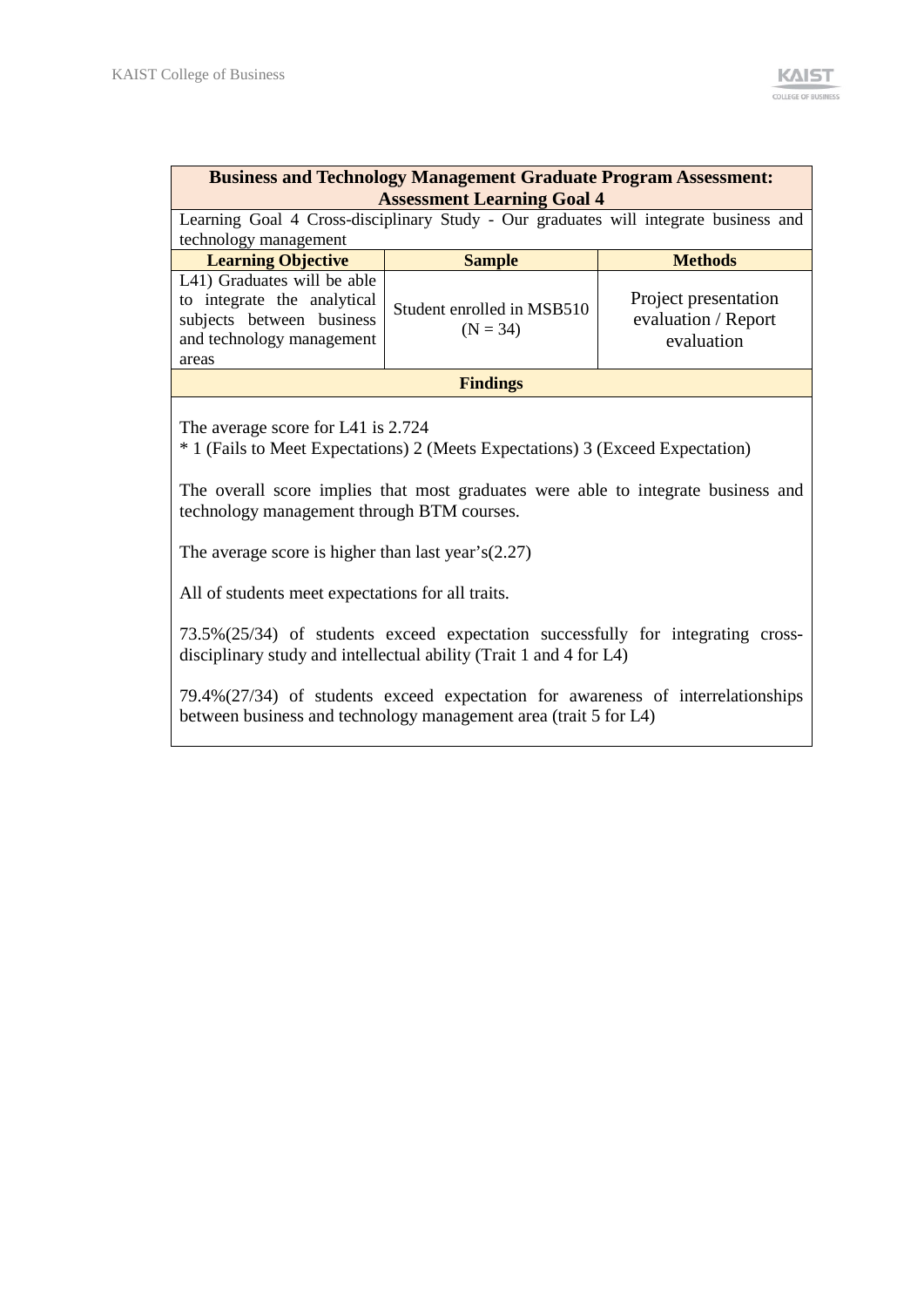| Business and Technology Management Graduate Program Assessment: Assessment Learning Goal 4 | | |
|---|---|---|
| Learning Goal 4 Cross-disciplinary Study - Our graduates will integrate business and technology management | | |
| **Learning Objective** | **Sample** | **Methods** |
| L41) Graduates will be able to integrate the analytical subjects between business and technology management areas | Student enrolled in MSB510 (N = 34) | Project presentation evaluation / Report evaluation |
| **Findings** | | |
| The average score for L41 is 2.724<br>* 1 (Fails to Meet Expectations) 2 (Meets Expectations) 3 (Exceed Expectation)<br><br>The overall score implies that most graduates were able to integrate business and technology management through BTM courses.<br><br>The average score is higher than last year's(2.27)<br><br>All of students meet expectations for all traits.<br><br>73.5%(25/34) of students exceed expectation successfully for integrating cross-disciplinary study and intellectual ability (Trait 1 and 4 for L4)<br><br>79.4%(27/34) of students exceed expectation for awareness of interrelationships between business and technology management area (trait 5 for L4) | | |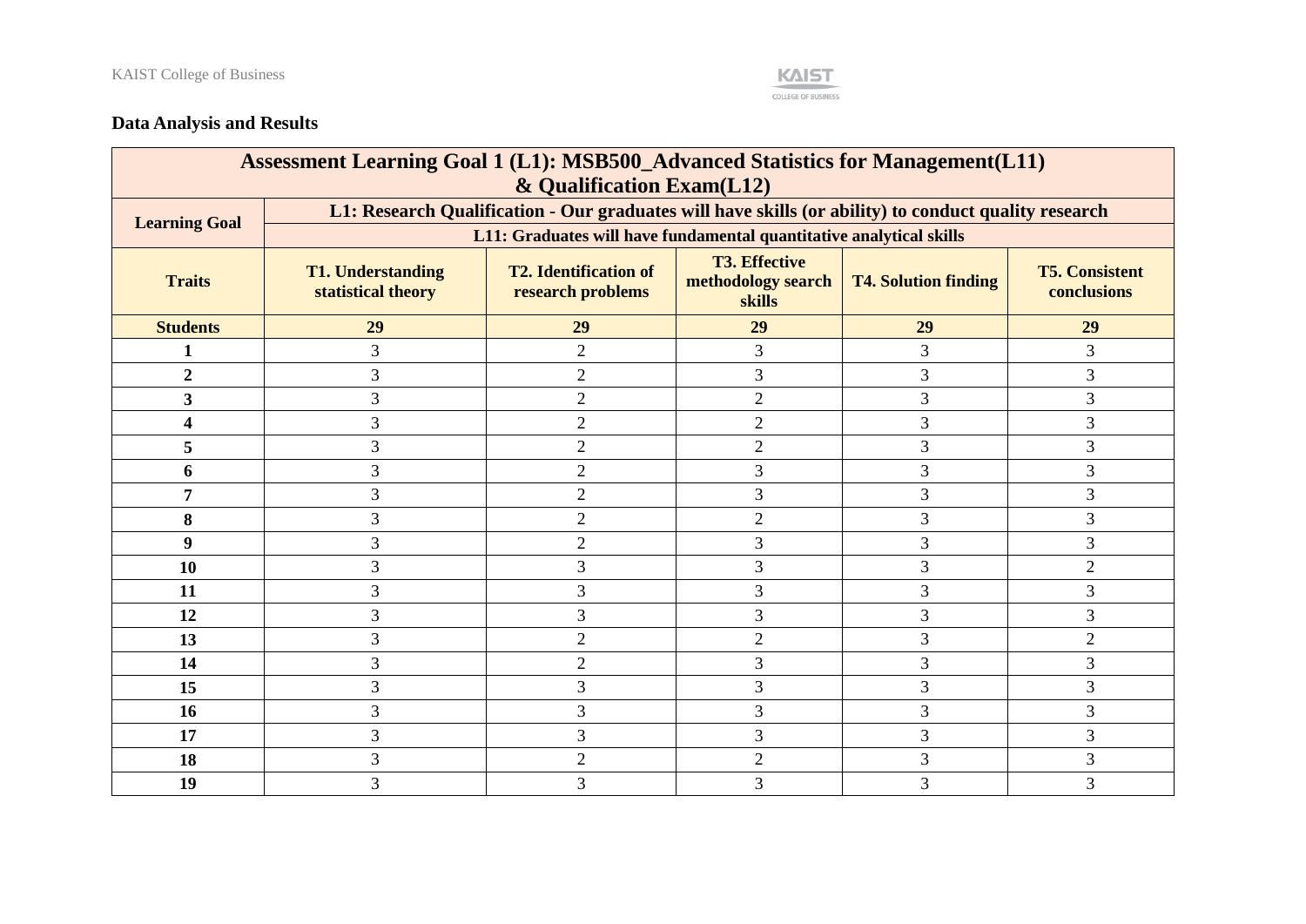## Data Analysis and Results

| Assessment Learning Goal 1 (L1): MSB500_Advanced Statistics for Management(L11) & Qualification Exam(L12) | | | | | |
|---|---|---|---|---|---|
| **Learning Goal** | **L1: Research Qualification - Our graduates will have skills (or ability) to conduct quality research** | | | | |
| | **L11: Graduates will have fundamental quantitative analytical skills** | | | | |
| **Traits** | **T1. Understanding statistical theory** | **T2. Identification of research problems** | **T3. Effective methodology search skills** | **T4. Solution finding** | **T5. Consistent conclusions** |
| **Students** | **29** | **29** | **29** | **29** | **29** |
| **1** | 3 | 2 | 3 | 3 | 3 |
| **2** | 3 | 2 | 3 | 3 | 3 |
| **3** | 3 | 2 | 2 | 3 | 3 |
| **4** | 3 | 2 | 2 | 3 | 3 |
| **5** | 3 | 2 | 2 | 3 | 3 |
| **6** | 3 | 2 | 3 | 3 | 3 |
| **7** | 3 | 2 | 3 | 3 | 3 |
| **8** | 3 | 2 | 2 | 3 | 3 |
| **9** | 3 | 2 | 3 | 3 | 3 |
| **10** | 3 | 3 | 3 | 3 | 2 |
| **11** | 3 | 3 | 3 | 3 | 3 |
| **12** | 3 | 3 | 3 | 3 | 3 |
| **13** | 3 | 2 | 2 | 3 | 2 |
| **14** | 3 | 2 | 3 | 3 | 3 |
| **15** | 3 | 3 | 3 | 3 | 3 |
| **16** | 3 | 3 | 3 | 3 | 3 |
| **17** | 3 | 3 | 3 | 3 | 3 |
| **18** | 3 | 2 | 2 | 3 | 3 |
| **19** | 3 | 3 | 3 | 3 | 3 |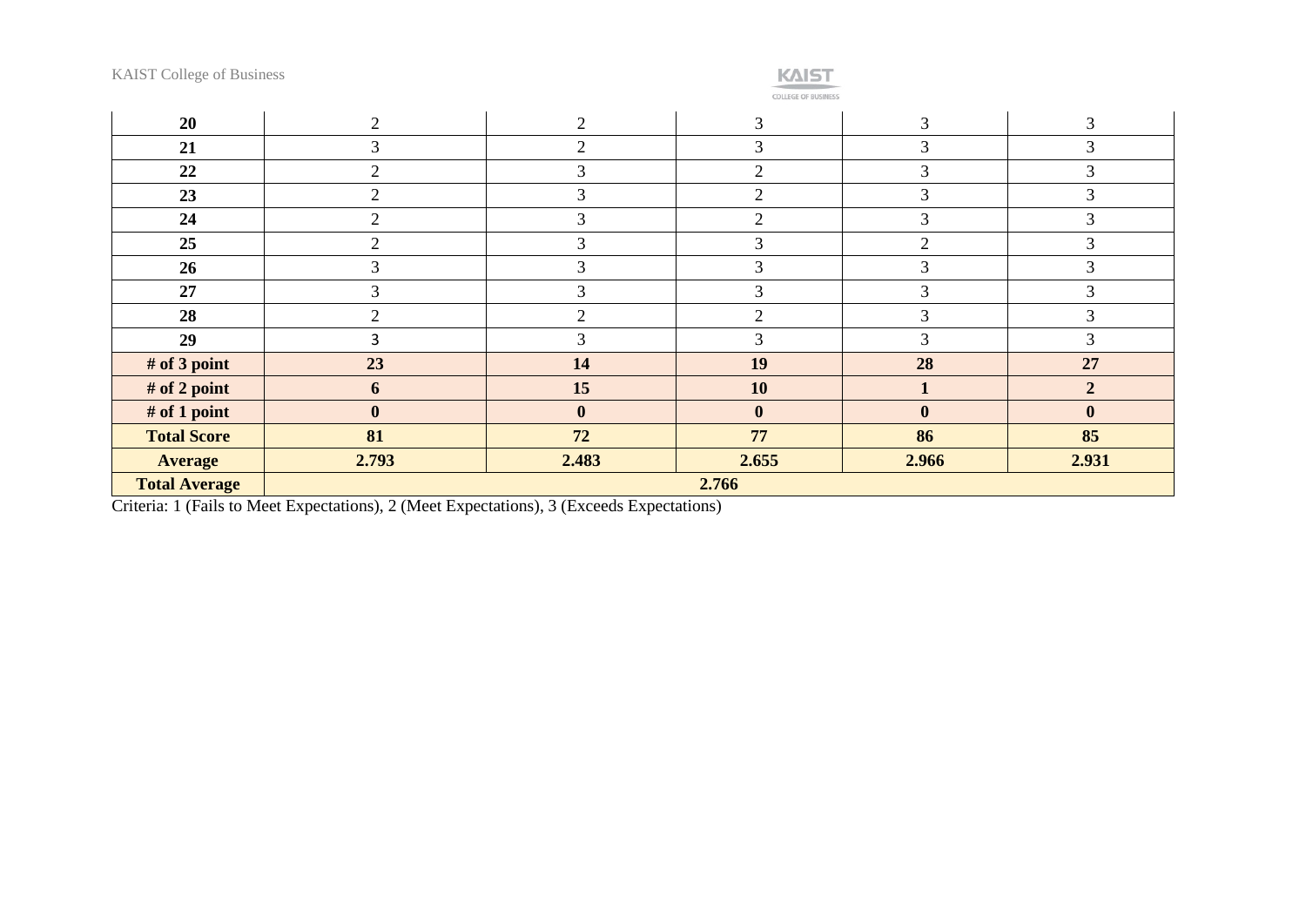| | | | | | |
|---|---|---|---|---|---|
| **20** | 2 | 2 | 3 | 3 | 3 |
| **21** | 3 | 2 | 3 | 3 | 3 |
| **22** | 2 | 3 | 2 | 3 | 3 |
| **23** | 2 | 3 | 2 | 3 | 3 |
| **24** | 2 | 3 | 2 | 3 | 3 |
| **25** | 2 | 3 | 3 | 2 | 3 |
| **26** | 3 | 3 | 3 | 3 | 3 |
| **27** | 3 | 3 | 3 | 3 | 3 |
| **28** | 2 | 2 | 2 | 3 | 3 |
| **29** | 3 | 3 | 3 | 3 | 3 |
| **# of 3 point** | **23** | **14** | **19** | **28** | **27** |
| **# of 2 point** | **6** | **15** | **10** | **1** | **2** |
| **# of 1 point** | **0** | **0** | **0** | **0** | **0** |
| **Total Score** | **81** | **72** | **77** | **86** | **85** |
| **Average** | **2.793** | **2.483** | **2.655** | **2.966** | **2.931** |
| **Total Average** | **2.766** | | | | |

Criteria: 1 (Fails to Meet Expectations), 2 (Meet Expectations), 3 (Exceeds Expectations)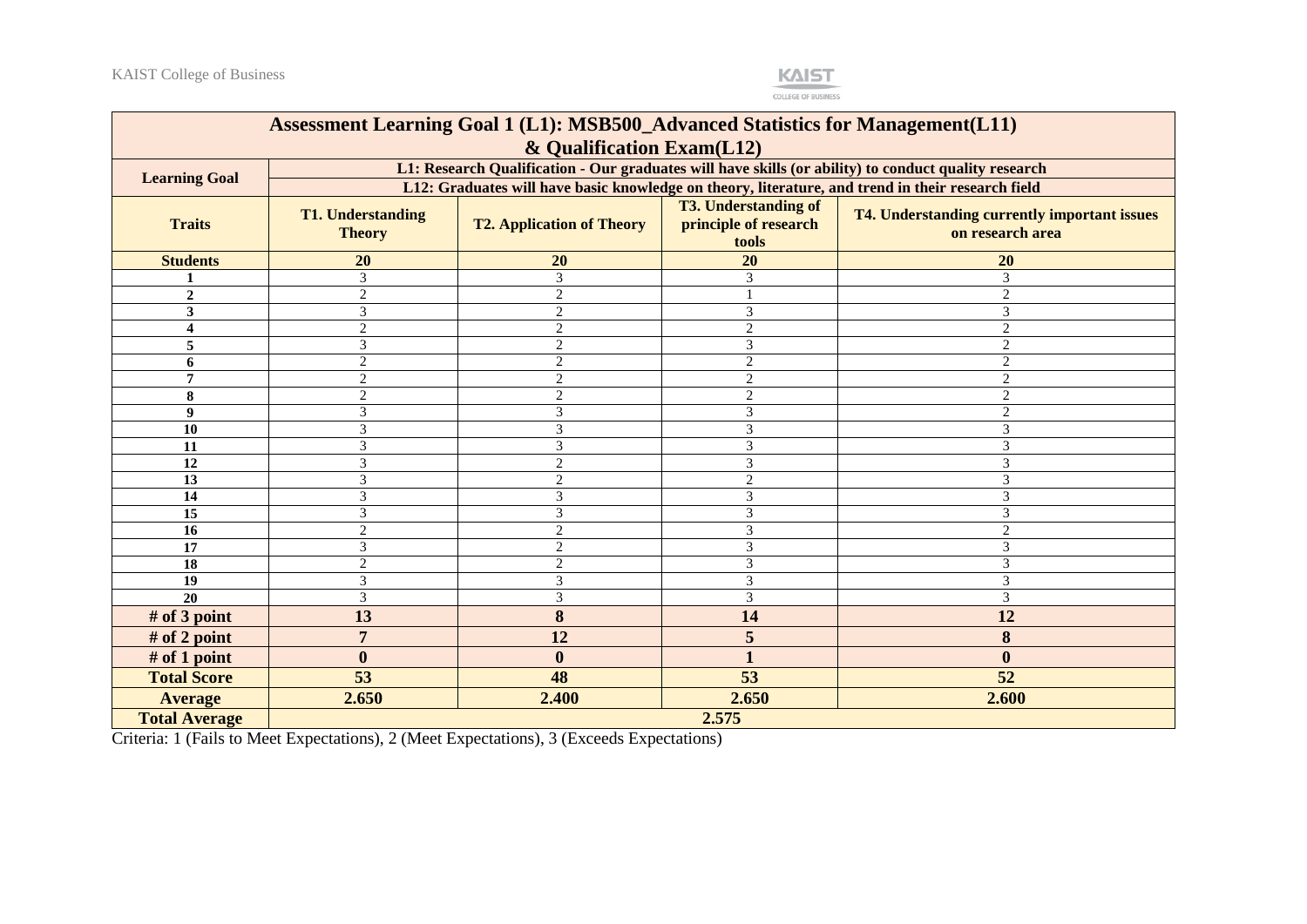| Assessment Learning Goal 1 (L1): MSB500_Advanced Statistics for Management(L11) & Qualification Exam(L12) | | | | |
|---|---|---|---|---|
| **Learning Goal** | **L1: Research Qualification - Our graduates will have skills (or ability) to conduct quality research** | | | |
| | **L12: Graduates will have basic knowledge on theory, literature, and trend in their research field** | | | |
| **Traits** | **T1. Understanding Theory** | **T2. Application of Theory** | **T3. Understanding of principle of research tools** | **T4. Understanding currently important issues on research area** |
| **Students** | **20** | **20** | **20** | **20** |
| **1** | 3 | 3 | 3 | 3 |
| **2** | 2 | 2 | 1 | 2 |
| **3** | 3 | 2 | 3 | 3 |
| **4** | 2 | 2 | 2 | 2 |
| **5** | 3 | 2 | 3 | 2 |
| **6** | 2 | 2 | 2 | 2 |
| **7** | 2 | 2 | 2 | 2 |
| **8** | 2 | 2 | 2 | 2 |
| **9** | 3 | 3 | 3 | 2 |
| **10** | 3 | 3 | 3 | 3 |
| **11** | 3 | 3 | 3 | 3 |
| **12** | 3 | 2 | 3 | 3 |
| **13** | 3 | 2 | 2 | 3 |
| **14** | 3 | 3 | 3 | 3 |
| **15** | 3 | 3 | 3 | 3 |
| **16** | 2 | 2 | 3 | 2 |
| **17** | 3 | 2 | 3 | 3 |
| **18** | 2 | 2 | 3 | 3 |
| **19** | 3 | 3 | 3 | 3 |
| **20** | 3 | 3 | 3 | 3 |
| **# of 3 point** | **13** | **8** | **14** | **12** |
| **# of 2 point** | **7** | **12** | **5** | **8** |
| **# of 1 point** | **0** | **0** | **1** | **0** |
| **Total Score** | **53** | **48** | **53** | **52** |
| **Average** | **2.650** | **2.400** | **2.650** | **2.600** |
| **Total Average** | **2.575** | | | |

Criteria: 1 (Fails to Meet Expectations), 2 (Meet Expectations), 3 (Exceeds Expectations)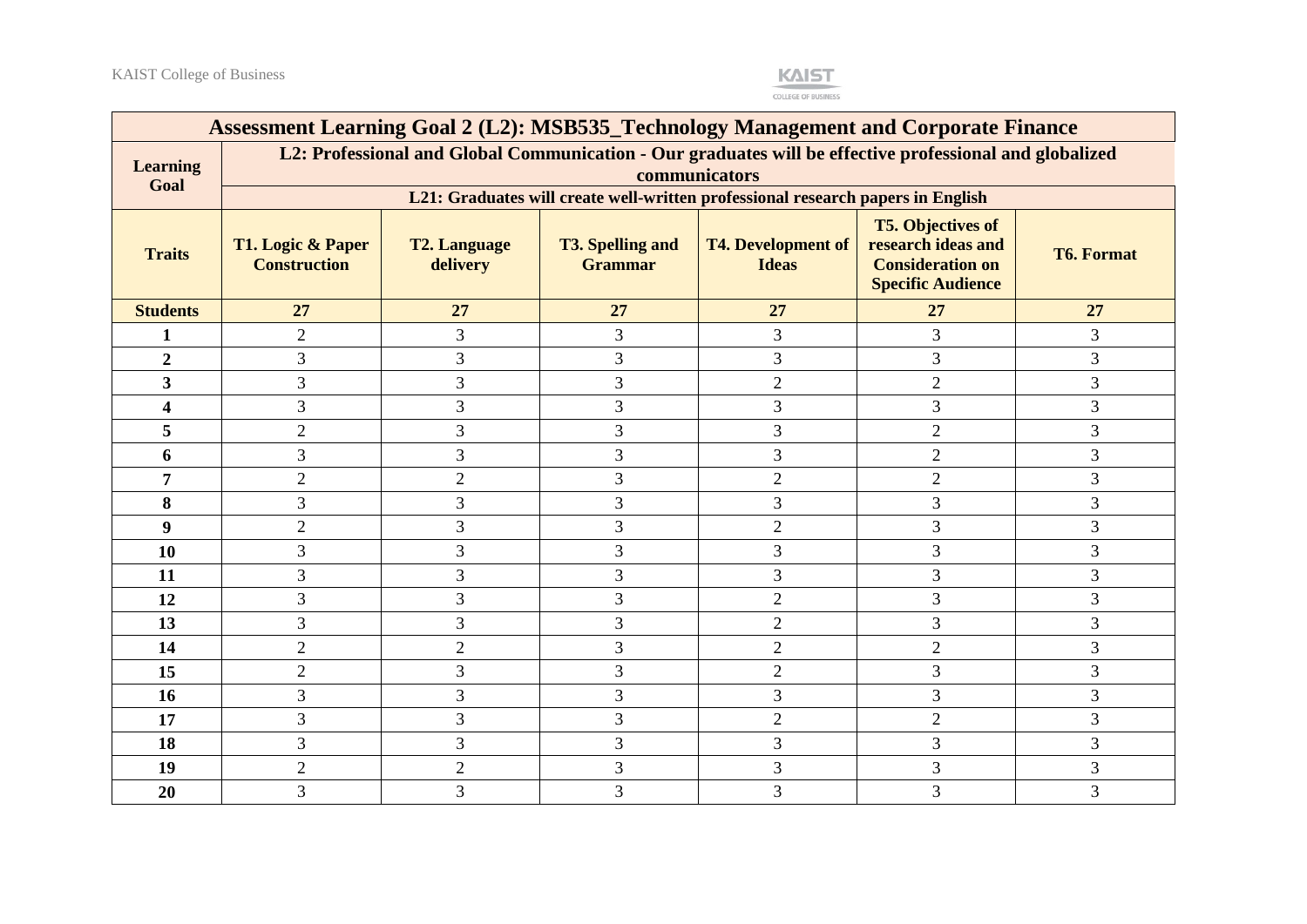| Assessment Learning Goal 2 (L2): MSB535_Technology Management and Corporate Finance | | | | | | |
|---|---|---|---|---|---|---|
| **Learning Goal** | **L2: Professional and Global Communication - Our graduates will be effective professional and globalized communicators** | | | | | |
| | **L21: Graduates will create well-written professional research papers in English** | | | | | |
| **Traits** | **T1. Logic & Paper Construction** | **T2. Language delivery** | **T3. Spelling and Grammar** | **T4. Development of Ideas** | **T5. Objectives of research ideas and Consideration on Specific Audience** | **T6. Format** |
| **Students** | **27** | **27** | **27** | **27** | **27** | **27** |
| **1** | 2 | 3 | 3 | 3 | 3 | 3 |
| **2** | 3 | 3 | 3 | 3 | 3 | 3 |
| **3** | 3 | 3 | 3 | 2 | 2 | 3 |
| **4** | 3 | 3 | 3 | 3 | 3 | 3 |
| **5** | 2 | 3 | 3 | 3 | 2 | 3 |
| **6** | 3 | 3 | 3 | 3 | 2 | 3 |
| **7** | 2 | 2 | 3 | 2 | 2 | 3 |
| **8** | 3 | 3 | 3 | 3 | 3 | 3 |
| **9** | 2 | 3 | 3 | 2 | 3 | 3 |
| **10** | 3 | 3 | 3 | 3 | 3 | 3 |
| **11** | 3 | 3 | 3 | 3 | 3 | 3 |
| **12** | 3 | 3 | 3 | 2 | 3 | 3 |
| **13** | 3 | 3 | 3 | 2 | 3 | 3 |
| **14** | 2 | 2 | 3 | 2 | 2 | 3 |
| **15** | 2 | 3 | 3 | 2 | 3 | 3 |
| **16** | 3 | 3 | 3 | 3 | 3 | 3 |
| **17** | 3 | 3 | 3 | 2 | 2 | 3 |
| **18** | 3 | 3 | 3 | 3 | 3 | 3 |
| **19** | 2 | 2 | 3 | 3 | 3 | 3 |
| **20** | 3 | 3 | 3 | 3 | 3 | 3 |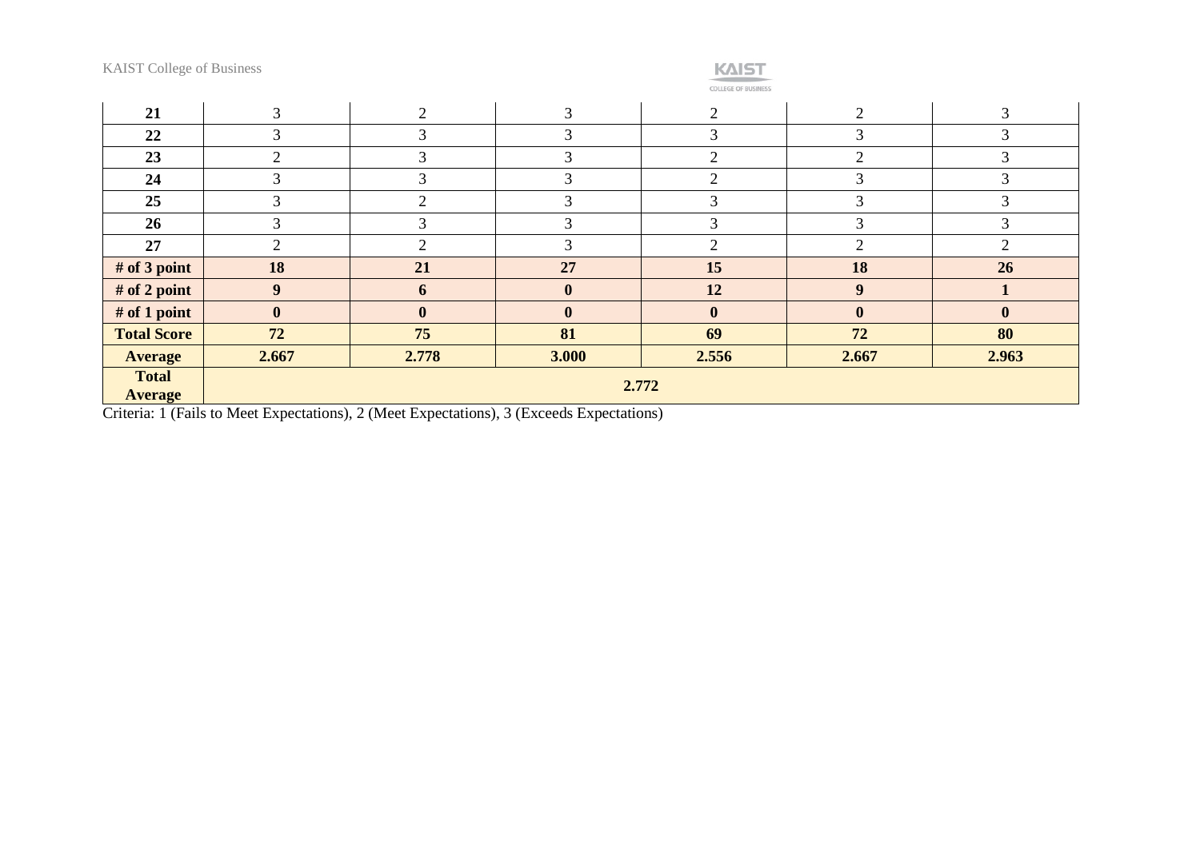| | | | | | | |
|---|---|---|---|---|---|---|
| **21** | 3 | 2 | 3 | 2 | 2 | 3 |
| **22** | 3 | 3 | 3 | 3 | 3 | 3 |
| **23** | 2 | 3 | 3 | 2 | 2 | 3 |
| **24** | 3 | 3 | 3 | 2 | 3 | 3 |
| **25** | 3 | 2 | 3 | 3 | 3 | 3 |
| **26** | 3 | 3 | 3 | 3 | 3 | 3 |
| **27** | 2 | 2 | 3 | 2 | 2 | 2 |
| **# of 3 point** | **18** | **21** | **27** | **15** | **18** | **26** |
| **# of 2 point** | **9** | **6** | **0** | **12** | **9** | **1** |
| **# of 1 point** | **0** | **0** | **0** | **0** | **0** | **0** |
| **Total Score** | **72** | **75** | **81** | **69** | **72** | **80** |
| **Average** | **2.667** | **2.778** | **3.000** | **2.556** | **2.667** | **2.963** |
| **Total Average** | **2.772** | | | | | |

Criteria: 1 (Fails to Meet Expectations), 2 (Meet Expectations), 3 (Exceeds Expectations)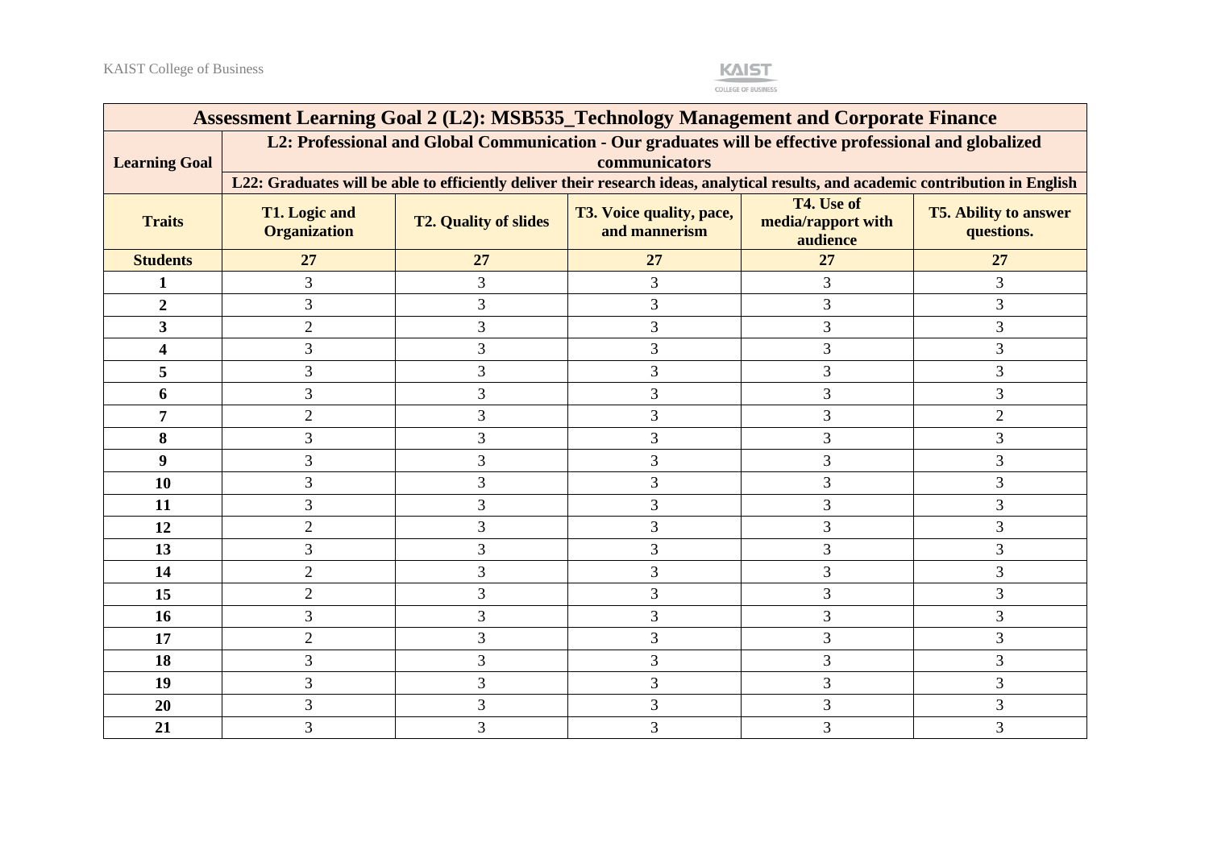| Assessment Learning Goal 2 (L2): MSB535_Technology Management and Corporate Finance | | | | | |
|---|---|---|---|---|---|
| Learning Goal | L2: Professional and Global Communication - Our graduates will be effective professional and globalized communicators | | | | |
| | L22: Graduates will be able to efficiently deliver their research ideas, analytical results, and academic contribution in English | | | | |
| Traits | T1. Logic and Organization | T2. Quality of slides | T3. Voice quality, pace, and mannerism | T4. Use of media/rapport with audience | T5. Ability to answer questions. |
| Students | 27 | 27 | 27 | 27 | 27 |
| 1 | 3 | 3 | 3 | 3 | 3 |
| 2 | 3 | 3 | 3 | 3 | 3 |
| 3 | 2 | 3 | 3 | 3 | 3 |
| 4 | 3 | 3 | 3 | 3 | 3 |
| 5 | 3 | 3 | 3 | 3 | 3 |
| 6 | 3 | 3 | 3 | 3 | 3 |
| 7 | 2 | 3 | 3 | 3 | 2 |
| 8 | 3 | 3 | 3 | 3 | 3 |
| 9 | 3 | 3 | 3 | 3 | 3 |
| 10 | 3 | 3 | 3 | 3 | 3 |
| 11 | 3 | 3 | 3 | 3 | 3 |
| 12 | 2 | 3 | 3 | 3 | 3 |
| 13 | 3 | 3 | 3 | 3 | 3 |
| 14 | 2 | 3 | 3 | 3 | 3 |
| 15 | 2 | 3 | 3 | 3 | 3 |
| 16 | 3 | 3 | 3 | 3 | 3 |
| 17 | 2 | 3 | 3 | 3 | 3 |
| 18 | 3 | 3 | 3 | 3 | 3 |
| 19 | 3 | 3 | 3 | 3 | 3 |
| 20 | 3 | 3 | 3 | 3 | 3 |
| 21 | 3 | 3 | 3 | 3 | 3 |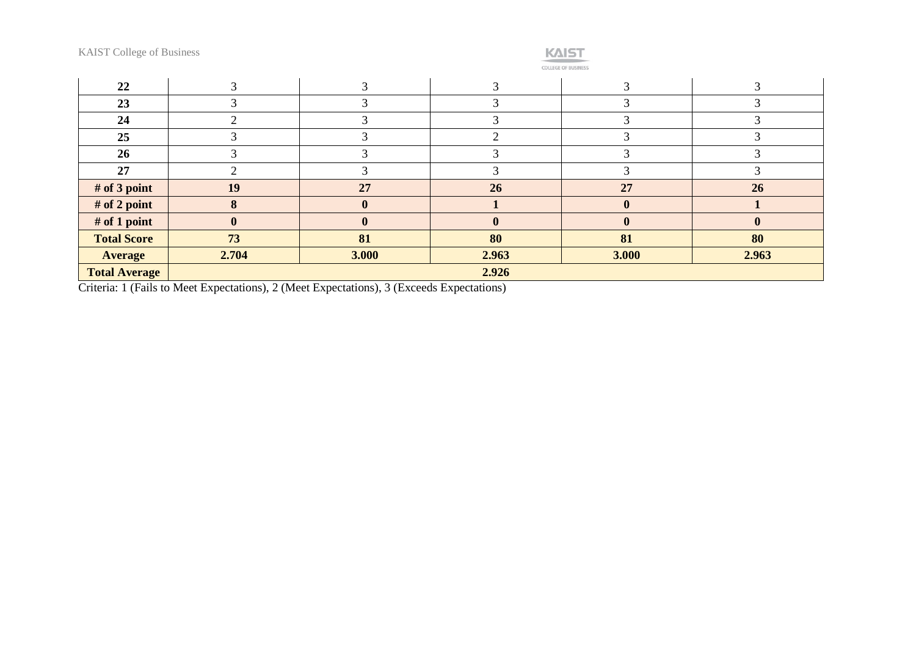| | | | | | |
|---|---|---|---|---|---|
| **22** | 3 | 3 | 3 | 3 | 3 |
| **23** | 3 | 3 | 3 | 3 | 3 |
| **24** | 2 | 3 | 3 | 3 | 3 |
| **25** | 3 | 3 | 2 | 3 | 3 |
| **26** | 3 | 3 | 3 | 3 | 3 |
| **27** | 2 | 3 | 3 | 3 | 3 |
| **# of 3 point** | **19** | **27** | **26** | **27** | **26** |
| **# of 2 point** | **8** | **0** | **1** | **0** | **1** |
| **# of 1 point** | **0** | **0** | **0** | **0** | **0** |
| **Total Score** | **73** | **81** | **80** | **81** | **80** |
| **Average** | **2.704** | **3.000** | **2.963** | **3.000** | **2.963** |
| **Total Average** | **2.926** | | | | |

Criteria: 1 (Fails to Meet Expectations), 2 (Meet Expectations), 3 (Exceeds Expectations)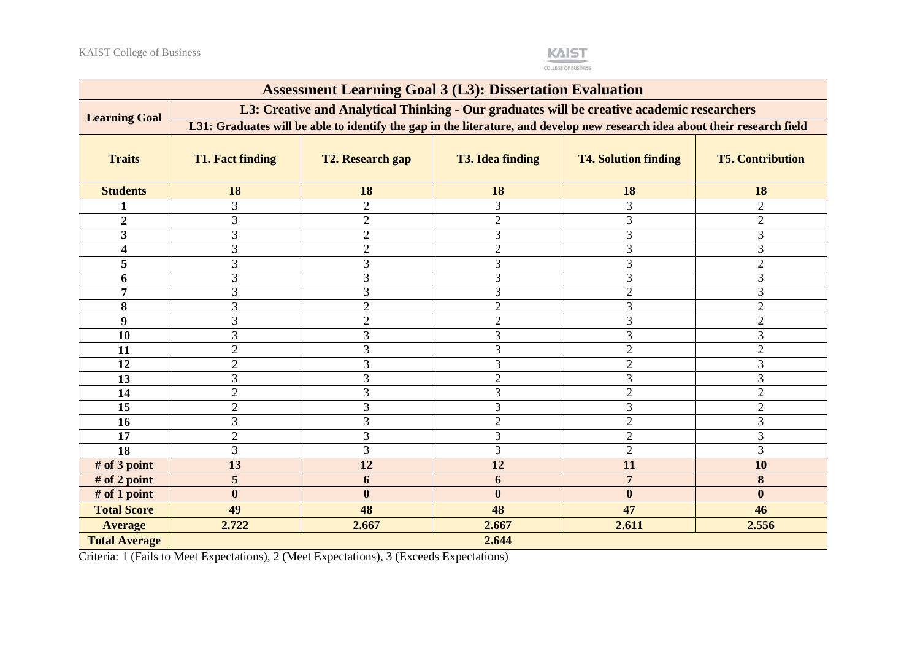| Assessment Learning Goal 3 (L3): Dissertation Evaluation | | | | | |
|---|---|---|---|---|---|
| **Learning Goal** | **L3: Creative and Analytical Thinking - Our graduates will be creative academic researchers** | | | | |
| | **L31: Graduates will be able to identify the gap in the literature, and develop new research idea about their research field** | | | | |
| **Traits** | **T1. Fact finding** | **T2. Research gap** | **T3. Idea finding** | **T4. Solution finding** | **T5. Contribution** |
| **Students** | **18** | **18** | **18** | **18** | **18** |
| **1** | 3 | 2 | 3 | 3 | 2 |
| **2** | 3 | 2 | 2 | 3 | 2 |
| **3** | 3 | 2 | 3 | 3 | 3 |
| **4** | 3 | 2 | 2 | 3 | 3 |
| **5** | 3 | 3 | 3 | 3 | 2 |
| **6** | 3 | 3 | 3 | 3 | 3 |
| **7** | 3 | 3 | 3 | 2 | 3 |
| **8** | 3 | 2 | 2 | 3 | 2 |
| **9** | 3 | 2 | 2 | 3 | 2 |
| **10** | 3 | 3 | 3 | 3 | 3 |
| **11** | 2 | 3 | 3 | 2 | 2 |
| **12** | 2 | 3 | 3 | 2 | 3 |
| **13** | 3 | 3 | 2 | 3 | 3 |
| **14** | 2 | 3 | 3 | 2 | 2 |
| **15** | 2 | 3 | 3 | 3 | 2 |
| **16** | 3 | 3 | 2 | 2 | 3 |
| **17** | 2 | 3 | 3 | 2 | 3 |
| **18** | 3 | 3 | 3 | 2 | 3 |
| **# of 3 point** | **13** | **12** | **12** | **11** | **10** |
| **# of 2 point** | **5** | **6** | **6** | **7** | **8** |
| **# of 1 point** | **0** | **0** | **0** | **0** | **0** |
| **Total Score** | **49** | **48** | **48** | **47** | **46** |
| **Average** | **2.722** | **2.667** | **2.667** | **2.611** | **2.556** |
| **Total Average** | **2.644** | | | | |

Criteria: 1 (Fails to Meet Expectations), 2 (Meet Expectations), 3 (Exceeds Expectations)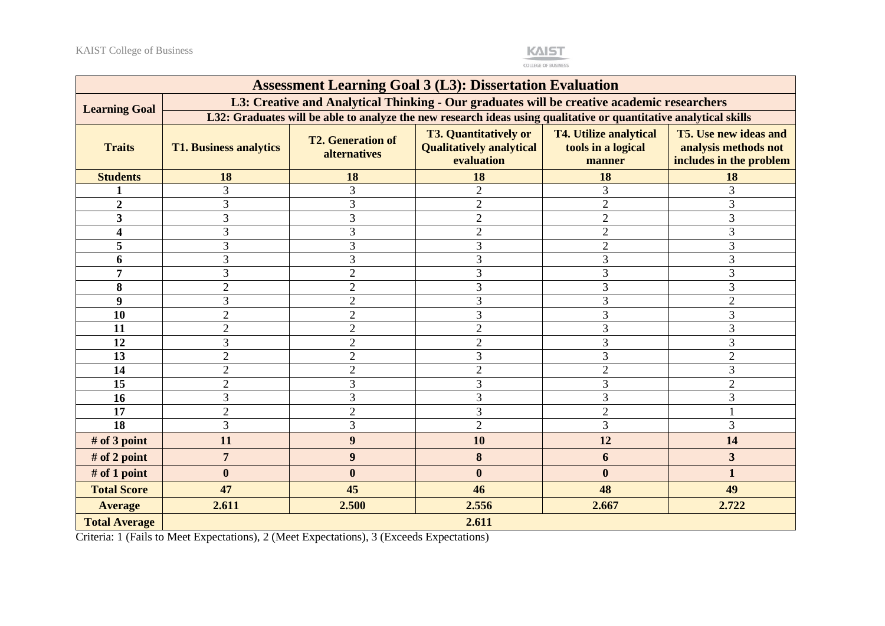| Assessment Learning Goal 3 (L3): Dissertation Evaluation | | | | | |
|---|---|---|---|---|---|
| **Learning Goal** | **L3: Creative and Analytical Thinking - Our graduates will be creative academic researchers** | | | | |
| | **L32: Graduates will be able to analyze the new research ideas using qualitative or quantitative analytical skills** | | | | |
| **Traits** | **T1. Business analytics** | **T2. Generation of alternatives** | **T3. Quantitatively or Qualitatively analytical evaluation** | **T4. Utilize analytical tools in a logical manner** | **T5. Use new ideas and analysis methods not includes in the problem** |
| **Students** | **18** | **18** | **18** | **18** | **18** |
| **1** | 3 | 3 | 2 | 3 | 3 |
| **2** | 3 | 3 | 2 | 2 | 3 |
| **3** | 3 | 3 | 2 | 2 | 3 |
| **4** | 3 | 3 | 2 | 2 | 3 |
| **5** | 3 | 3 | 3 | 2 | 3 |
| **6** | 3 | 3 | 3 | 3 | 3 |
| **7** | 3 | 2 | 3 | 3 | 3 |
| **8** | 2 | 2 | 3 | 3 | 3 |
| **9** | 3 | 2 | 3 | 3 | 2 |
| **10** | 2 | 2 | 3 | 3 | 3 |
| **11** | 2 | 2 | 2 | 3 | 3 |
| **12** | 3 | 2 | 2 | 3 | 3 |
| **13** | 2 | 2 | 3 | 3 | 2 |
| **14** | 2 | 2 | 2 | 2 | 3 |
| **15** | 2 | 3 | 3 | 3 | 2 |
| **16** | 3 | 3 | 3 | 3 | 3 |
| **17** | 2 | 2 | 3 | 2 | 1 |
| **18** | 3 | 3 | 2 | 3 | 3 |
| **# of 3 point** | **11** | **9** | **10** | **12** | **14** |
| **# of 2 point** | **7** | **9** | **8** | **6** | **3** |
| **# of 1 point** | **0** | **0** | **0** | **0** | **1** |
| **Total Score** | **47** | **45** | **46** | **48** | **49** |
| **Average** | **2.611** | **2.500** | **2.556** | **2.667** | **2.722** |
| **Total Average** | **2.611** | | | | |

Criteria: 1 (Fails to Meet Expectations), 2 (Meet Expectations), 3 (Exceeds Expectations)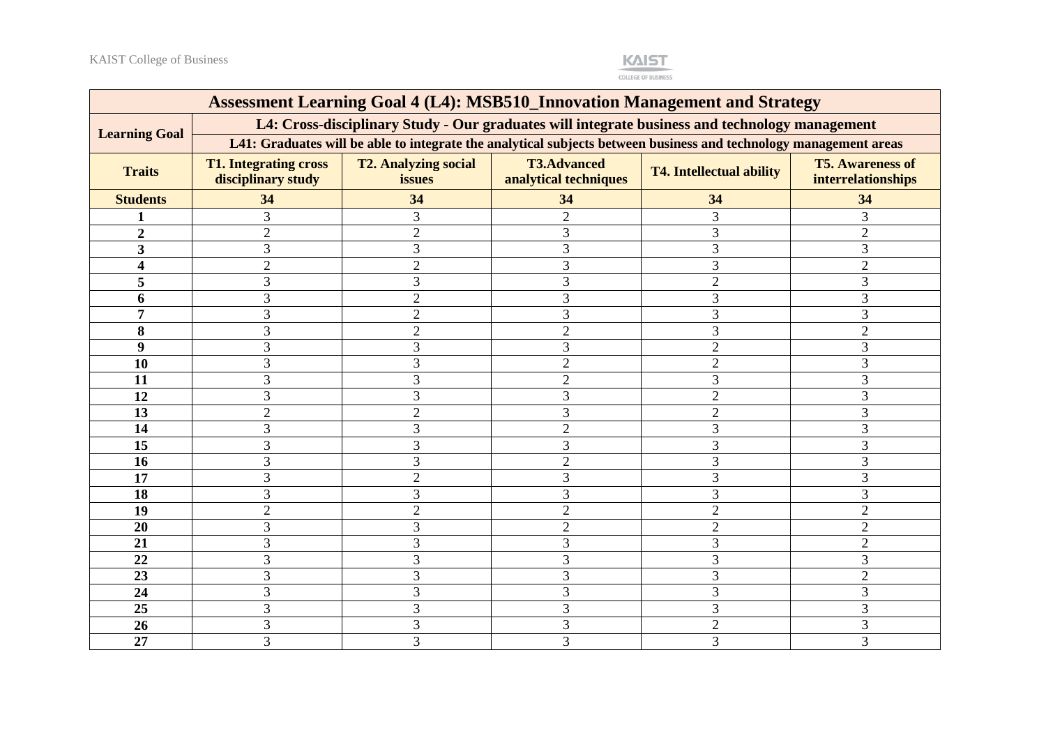| Assessment Learning Goal 4 (L4): MSB510_Innovation Management and Strategy | | | | | |
|---|---|---|---|---|---|
| **Learning Goal** | **L4: Cross-disciplinary Study - Our graduates will integrate business and technology management** | | | | |
| | **L41: Graduates will be able to integrate the analytical subjects between business and technology management areas** | | | | |
| **Traits** | **T1. Integrating cross disciplinary study** | **T2. Analyzing social issues** | **T3.Advanced analytical techniques** | **T4. Intellectual ability** | **T5. Awareness of interrelationships** |
| **Students** | **34** | **34** | **34** | **34** | **34** |
| **1** | 3 | 3 | 2 | 3 | 3 |
| **2** | 2 | 2 | 3 | 3 | 2 |
| **3** | 3 | 3 | 3 | 3 | 3 |
| **4** | 2 | 2 | 3 | 3 | 2 |
| **5** | 3 | 3 | 3 | 2 | 3 |
| **6** | 3 | 2 | 3 | 3 | 3 |
| **7** | 3 | 2 | 3 | 3 | 3 |
| **8** | 3 | 2 | 2 | 3 | 2 |
| **9** | 3 | 3 | 3 | 2 | 3 |
| **10** | 3 | 3 | 2 | 2 | 3 |
| **11** | 3 | 3 | 2 | 3 | 3 |
| **12** | 3 | 3 | 3 | 2 | 3 |
| **13** | 2 | 2 | 3 | 2 | 3 |
| **14** | 3 | 3 | 2 | 3 | 3 |
| **15** | 3 | 3 | 3 | 3 | 3 |
| **16** | 3 | 3 | 2 | 3 | 3 |
| **17** | 3 | 2 | 3 | 3 | 3 |
| **18** | 3 | 3 | 3 | 3 | 3 |
| **19** | 2 | 2 | 2 | 2 | 2 |
| **20** | 3 | 3 | 2 | 2 | 2 |
| **21** | 3 | 3 | 3 | 3 | 2 |
| **22** | 3 | 3 | 3 | 3 | 3 |
| **23** | 3 | 3 | 3 | 3 | 2 |
| **24** | 3 | 3 | 3 | 3 | 3 |
| **25** | 3 | 3 | 3 | 3 | 3 |
| **26** | 3 | 3 | 3 | 2 | 3 |
| **27** | 3 | 3 | 3 | 3 | 3 |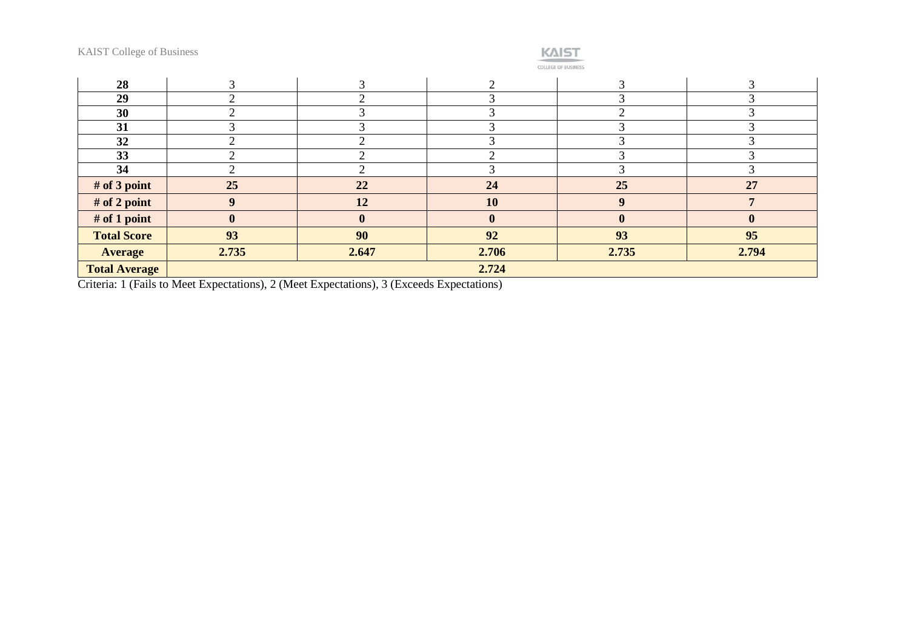| | | | | | |
|---|---|---|---|---|---|
| **28** | 3 | 3 | 2 | 3 | 3 |
| **29** | 2 | 2 | 3 | 3 | 3 |
| **30** | 2 | 3 | 3 | 2 | 3 |
| **31** | 3 | 3 | 3 | 3 | 3 |
| **32** | 2 | 2 | 3 | 3 | 3 |
| **33** | 2 | 2 | 2 | 3 | 3 |
| **34** | 2 | 2 | 3 | 3 | 3 |
| **# of 3 point** | **25** | **22** | **24** | **25** | **27** |
| **# of 2 point** | **9** | **12** | **10** | **9** | **7** |
| **# of 1 point** | **0** | **0** | **0** | **0** | **0** |
| **Total Score** | **93** | **90** | **92** | **93** | **95** |
| **Average** | **2.735** | **2.647** | **2.706** | **2.735** | **2.794** |
| **Total Average** | **2.724** | | | | |

Criteria: 1 (Fails to Meet Expectations), 2 (Meet Expectations), 3 (Exceeds Expectations)